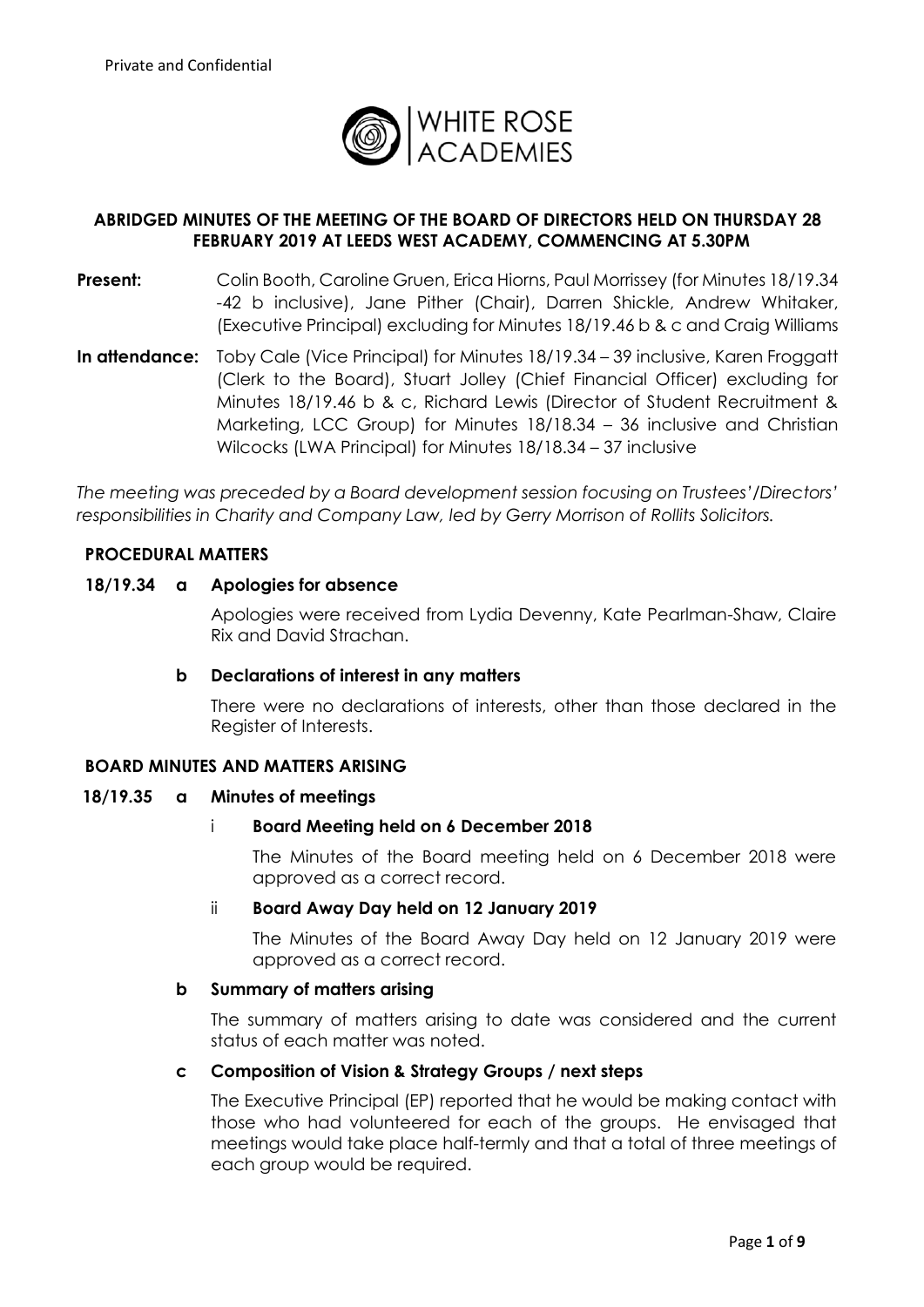Private and Confidential

WHITE ROSE ACADEMIES

## ABRIDGED MINUTES OF THE MEETING OF THE BOARD OF DIRECTORS HELD ON THURSDAY 28 FEBRUARY 2019 AT LEEDS WEST ACADEMY, COMMENCING AT 5.30PM

**Present:** Colin Booth, Caroline Gruen, Erica Hiorns, Paul Morrissey (for Minutes 18/19.34 -42 b inclusive), Jane Pither (Chair), Darren Shickle, Andrew Whitaker, (Executive Principal) excluding for Minutes 18/19.46 b & c and Craig Williams

**In attendance:** Toby Cale (Vice Principal) for Minutes 18/19.34 – 39 inclusive, Karen Froggatt (Clerk to the Board), Stuart Jolley (Chief Financial Officer) excluding for Minutes 18/19.46 b & c, Richard Lewis (Director of Student Recruitment & Marketing, LCC Group) for Minutes 18/18.34 – 36 inclusive and Christian Wilcocks (LWA Principal) for Minutes 18/18.34 – 37 inclusive

*The meeting was preceded by a Board development session focusing on Trustees'/Directors' responsibilities in Charity and Company Law, led by Gerry Morrison of Rollits Solicitors.*

### PROCEDURAL MATTERS

**18/19.34 a Apologies for absence**

Apologies were received from Lydia Devenny, Kate Pearlman-Shaw, Claire Rix and David Strachan.

**b Declarations of interest in any matters**

There were no declarations of interests, other than those declared in the Register of Interests.

### BOARD MINUTES AND MATTERS ARISING

**18/19.35 a Minutes of meetings**

i **Board Meeting held on 6 December 2018**

The Minutes of the Board meeting held on 6 December 2018 were approved as a correct record.

ii **Board Away Day held on 12 January 2019**

The Minutes of the Board Away Day held on 12 January 2019 were approved as a correct record.

**b Summary of matters arising**

The summary of matters arising to date was considered and the current status of each matter was noted.

**c Composition of Vision & Strategy Groups / next steps**

The Executive Principal (EP) reported that he would be making contact with those who had volunteered for each of the groups. He envisaged that meetings would take place half-termly and that a total of three meetings of each group would be required.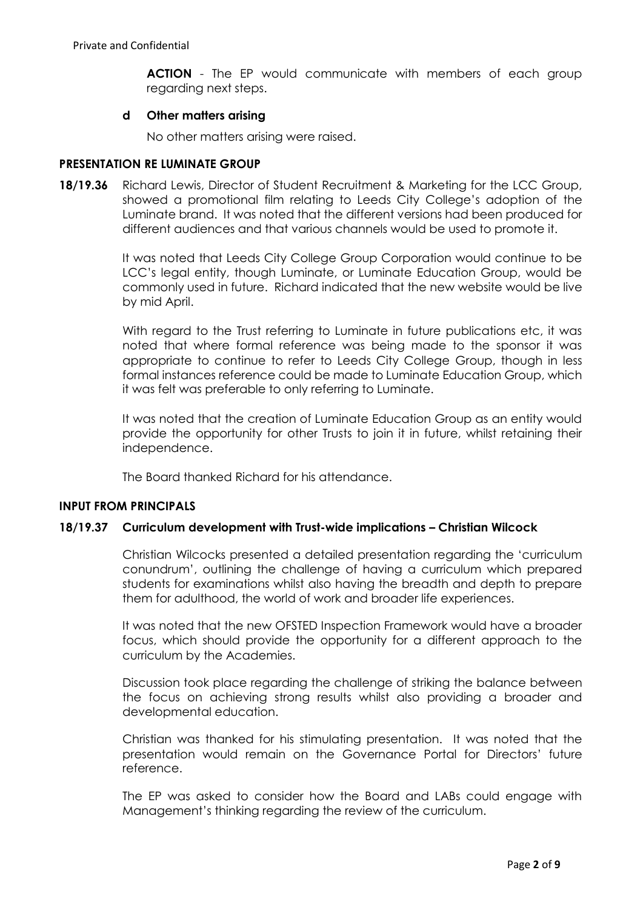**ACTION** - The EP would communicate with members of each group regarding next steps.

**d Other matters arising**

No other matters arising were raised.

**PRESENTATION RE LUMINATE GROUP**

**18/19.36** Richard Lewis, Director of Student Recruitment & Marketing for the LCC Group, showed a promotional film relating to Leeds City College's adoption of the Luminate brand. It was noted that the different versions had been produced for different audiences and that various channels would be used to promote it.

It was noted that Leeds City College Group Corporation would continue to be LCC's legal entity, though Luminate, or Luminate Education Group, would be commonly used in future. Richard indicated that the new website would be live by mid April.

With regard to the Trust referring to Luminate in future publications etc, it was noted that where formal reference was being made to the sponsor it was appropriate to continue to refer to Leeds City College Group, though in less formal instances reference could be made to Luminate Education Group, which it was felt was preferable to only referring to Luminate.

It was noted that the creation of Luminate Education Group as an entity would provide the opportunity for other Trusts to join it in future, whilst retaining their independence.

The Board thanked Richard for his attendance.

**INPUT FROM PRINCIPALS**

**18/19.37 Curriculum development with Trust-wide implications – Christian Wilcock**

Christian Wilcocks presented a detailed presentation regarding the 'curriculum conundrum', outlining the challenge of having a curriculum which prepared students for examinations whilst also having the breadth and depth to prepare them for adulthood, the world of work and broader life experiences.

It was noted that the new OFSTED Inspection Framework would have a broader focus, which should provide the opportunity for a different approach to the curriculum by the Academies.

Discussion took place regarding the challenge of striking the balance between the focus on achieving strong results whilst also providing a broader and developmental education.

Christian was thanked for his stimulating presentation. It was noted that the presentation would remain on the Governance Portal for Directors' future reference.

The EP was asked to consider how the Board and LABs could engage with Management's thinking regarding the review of the curriculum.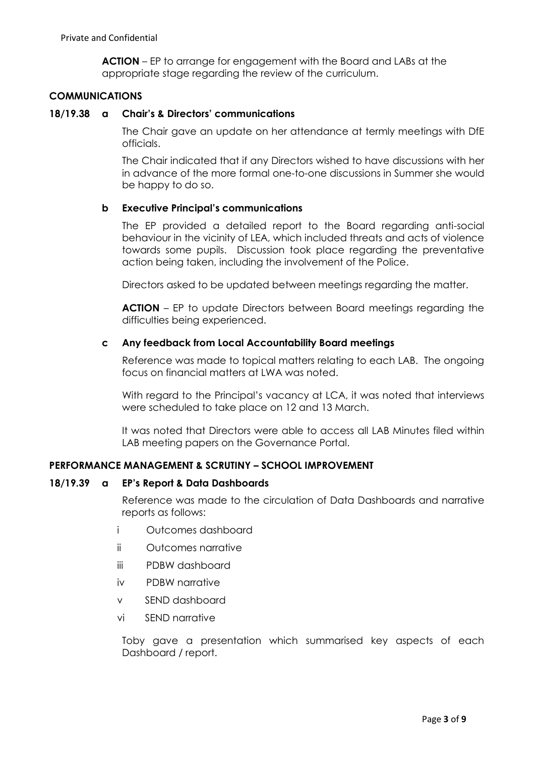**ACTION** – EP to arrange for engagement with the Board and LABs at the appropriate stage regarding the review of the curriculum.

## COMMUNICATIONS

**18/19.38 a Chair's & Directors' communications**

The Chair gave an update on her attendance at termly meetings with DfE officials.

The Chair indicated that if any Directors wished to have discussions with her in advance of the more formal one-to-one discussions in Summer she would be happy to do so.

**b Executive Principal's communications**

The EP provided a detailed report to the Board regarding anti-social behaviour in the vicinity of LEA, which included threats and acts of violence towards some pupils. Discussion took place regarding the preventative action being taken, including the involvement of the Police.

Directors asked to be updated between meetings regarding the matter.

**ACTION** – EP to update Directors between Board meetings regarding the difficulties being experienced.

**c Any feedback from Local Accountability Board meetings**

Reference was made to topical matters relating to each LAB. The ongoing focus on financial matters at LWA was noted.

With regard to the Principal's vacancy at LCA, it was noted that interviews were scheduled to take place on 12 and 13 March.

It was noted that Directors were able to access all LAB Minutes filed within LAB meeting papers on the Governance Portal.

## PERFORMANCE MANAGEMENT & SCRUTINY – SCHOOL IMPROVEMENT

**18/19.39 a EP's Report & Data Dashboards**

Reference was made to the circulation of Data Dashboards and narrative reports as follows:

- i Outcomes dashboard
- ii Outcomes narrative
- iii PDBW dashboard
- iv PDBW narrative
- v SEND dashboard
- vi SEND narrative

Toby gave a presentation which summarised key aspects of each Dashboard / report.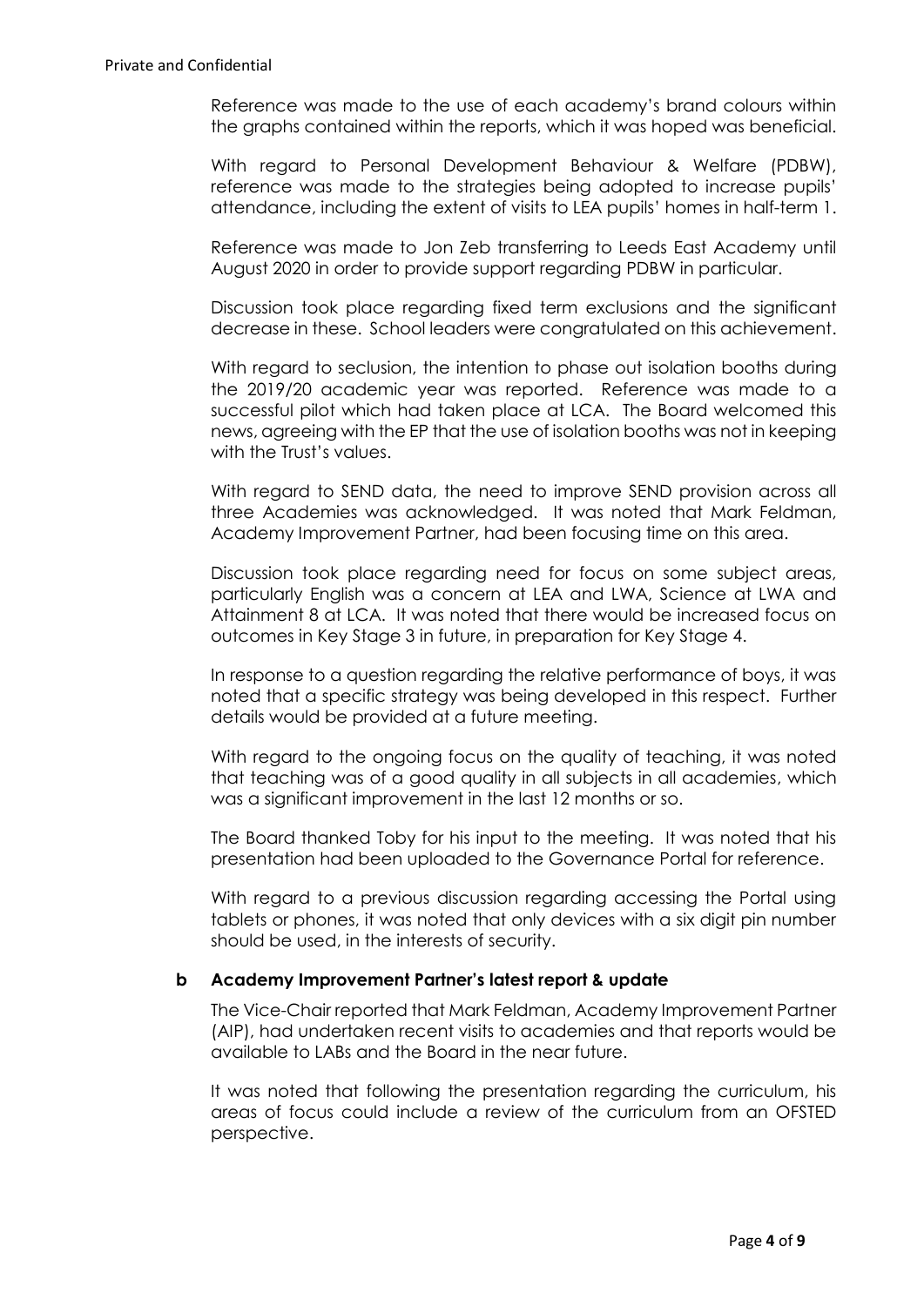Reference was made to the use of each academy's brand colours within the graphs contained within the reports, which it was hoped was beneficial.

With regard to Personal Development Behaviour & Welfare (PDBW), reference was made to the strategies being adopted to increase pupils' attendance, including the extent of visits to LEA pupils' homes in half-term 1.

Reference was made to Jon Zeb transferring to Leeds East Academy until August 2020 in order to provide support regarding PDBW in particular.

Discussion took place regarding fixed term exclusions and the significant decrease in these. School leaders were congratulated on this achievement.

With regard to seclusion, the intention to phase out isolation booths during the 2019/20 academic year was reported. Reference was made to a successful pilot which had taken place at LCA. The Board welcomed this news, agreeing with the EP that the use of isolation booths was not in keeping with the Trust's values.

With regard to SEND data, the need to improve SEND provision across all three Academies was acknowledged. It was noted that Mark Feldman, Academy Improvement Partner, had been focusing time on this area.

Discussion took place regarding need for focus on some subject areas, particularly English was a concern at LEA and LWA, Science at LWA and Attainment 8 at LCA. It was noted that there would be increased focus on outcomes in Key Stage 3 in future, in preparation for Key Stage 4.

In response to a question regarding the relative performance of boys, it was noted that a specific strategy was being developed in this respect. Further details would be provided at a future meeting.

With regard to the ongoing focus on the quality of teaching, it was noted that teaching was of a good quality in all subjects in all academies, which was a significant improvement in the last 12 months or so.

The Board thanked Toby for his input to the meeting. It was noted that his presentation had been uploaded to the Governance Portal for reference.

With regard to a previous discussion regarding accessing the Portal using tablets or phones, it was noted that only devices with a six digit pin number should be used, in the interests of security.

**b Academy Improvement Partner's latest report & update**

The Vice-Chair reported that Mark Feldman, Academy Improvement Partner (AIP), had undertaken recent visits to academies and that reports would be available to LABs and the Board in the near future.

It was noted that following the presentation regarding the curriculum, his areas of focus could include a review of the curriculum from an OFSTED perspective.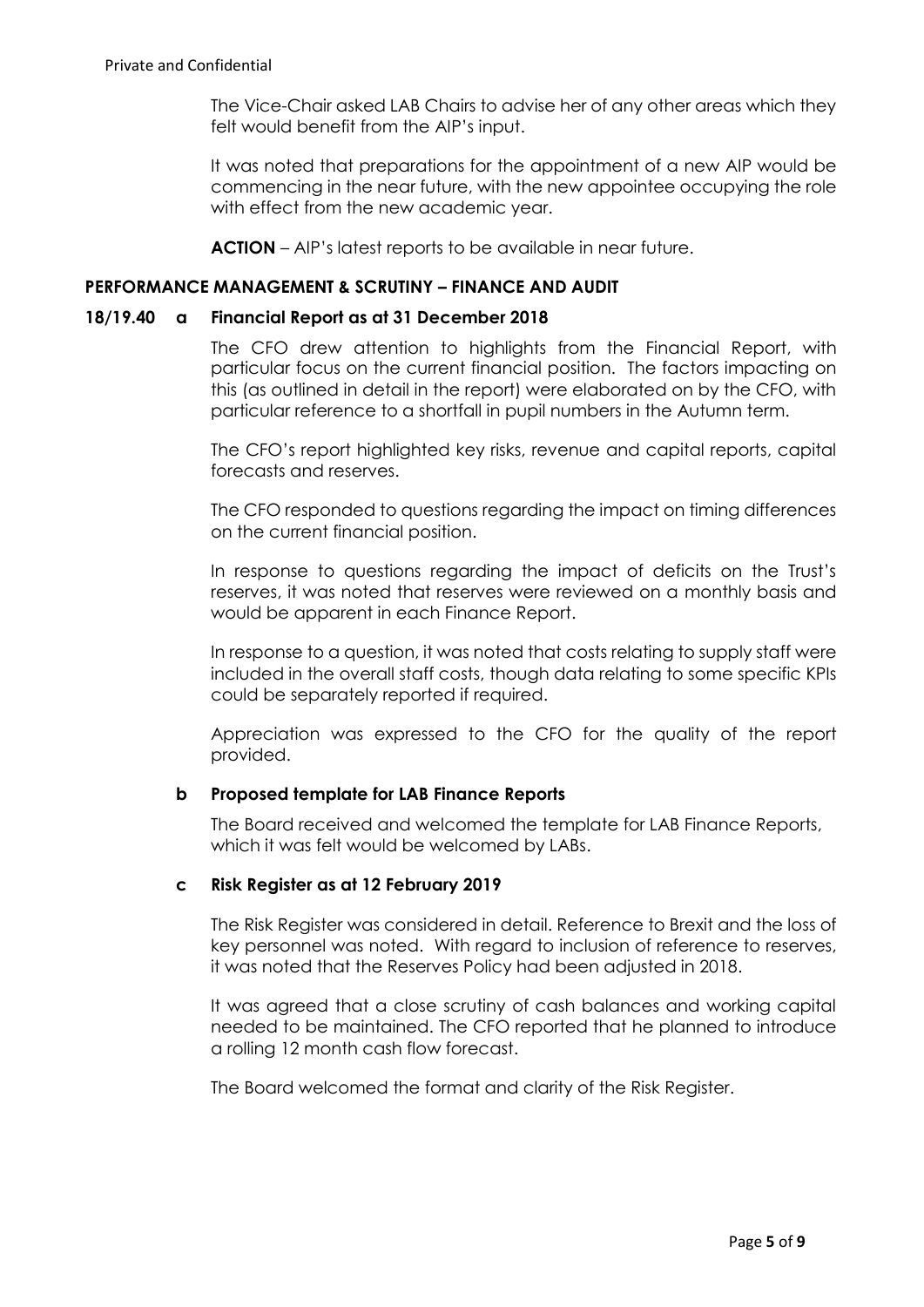The Vice-Chair asked LAB Chairs to advise her of any other areas which they felt would benefit from the AIP's input.

It was noted that preparations for the appointment of a new AIP would be commencing in the near future, with the new appointee occupying the role with effect from the new academic year.

**ACTION** – AIP's latest reports to be available in near future.

## PERFORMANCE MANAGEMENT & SCRUTINY – FINANCE AND AUDIT

### 18/19.40 a Financial Report as at 31 December 2018

The CFO drew attention to highlights from the Financial Report, with particular focus on the current financial position. The factors impacting on this (as outlined in detail in the report) were elaborated on by the CFO, with particular reference to a shortfall in pupil numbers in the Autumn term.

The CFO's report highlighted key risks, revenue and capital reports, capital forecasts and reserves.

The CFO responded to questions regarding the impact on timing differences on the current financial position.

In response to questions regarding the impact of deficits on the Trust's reserves, it was noted that reserves were reviewed on a monthly basis and would be apparent in each Finance Report.

In response to a question, it was noted that costs relating to supply staff were included in the overall staff costs, though data relating to some specific KPIs could be separately reported if required.

Appreciation was expressed to the CFO for the quality of the report provided.

### b Proposed template for LAB Finance Reports

The Board received and welcomed the template for LAB Finance Reports, which it was felt would be welcomed by LABs.

### c Risk Register as at 12 February 2019

The Risk Register was considered in detail. Reference to Brexit and the loss of key personnel was noted. With regard to inclusion of reference to reserves, it was noted that the Reserves Policy had been adjusted in 2018.

It was agreed that a close scrutiny of cash balances and working capital needed to be maintained. The CFO reported that he planned to introduce a rolling 12 month cash flow forecast.

The Board welcomed the format and clarity of the Risk Register.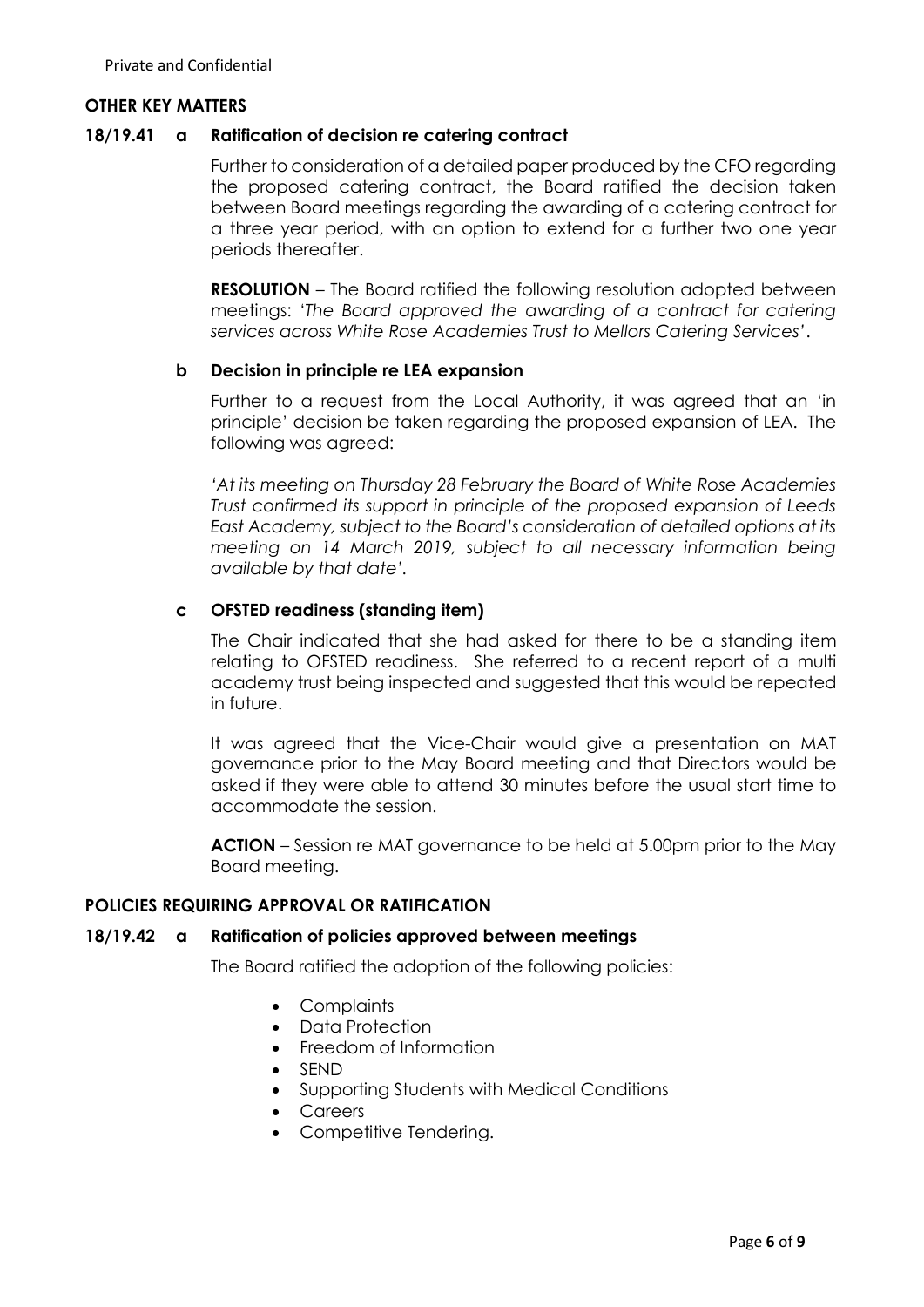## OTHER KEY MATTERS

### 18/19.41 a Ratification of decision re catering contract

Further to consideration of a detailed paper produced by the CFO regarding the proposed catering contract, the Board ratified the decision taken between Board meetings regarding the awarding of a catering contract for a three year period, with an option to extend for a further two one year periods thereafter.

**RESOLUTION** – The Board ratified the following resolution adopted between meetings: '*The Board approved the awarding of a contract for catering services across White Rose Academies Trust to Mellors Catering Services*'.

### b Decision in principle re LEA expansion

Further to a request from the Local Authority, it was agreed that an 'in principle' decision be taken regarding the proposed expansion of LEA. The following was agreed:

*'At its meeting on Thursday 28 February the Board of White Rose Academies Trust confirmed its support in principle of the proposed expansion of Leeds East Academy, subject to the Board's consideration of detailed options at its meeting on 14 March 2019, subject to all necessary information being available by that date'.*

### c OFSTED readiness (standing item)

The Chair indicated that she had asked for there to be a standing item relating to OFSTED readiness. She referred to a recent report of a multi academy trust being inspected and suggested that this would be repeated in future.

It was agreed that the Vice-Chair would give a presentation on MAT governance prior to the May Board meeting and that Directors would be asked if they were able to attend 30 minutes before the usual start time to accommodate the session.

**ACTION** – Session re MAT governance to be held at 5.00pm prior to the May Board meeting.

## POLICIES REQUIRING APPROVAL OR RATIFICATION

### 18/19.42 a Ratification of policies approved between meetings

The Board ratified the adoption of the following policies:

- Complaints
- Data Protection
- Freedom of Information
- SEND
- Supporting Students with Medical Conditions
- Careers
- Competitive Tendering.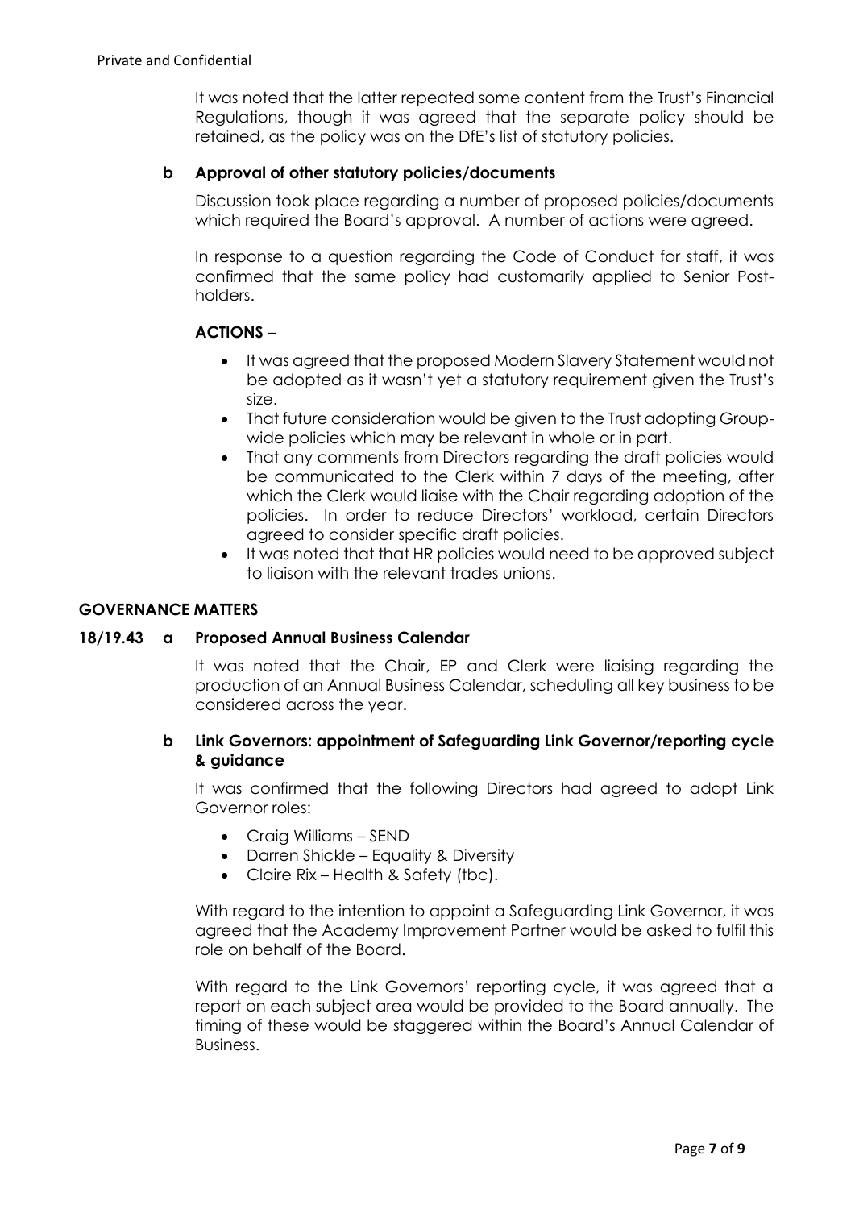It was noted that the latter repeated some content from the Trust's Financial Regulations, though it was agreed that the separate policy should be retained, as the policy was on the DfE's list of statutory policies.

**b Approval of other statutory policies/documents**

Discussion took place regarding a number of proposed policies/documents which required the Board's approval. A number of actions were agreed.

In response to a question regarding the Code of Conduct for staff, it was confirmed that the same policy had customarily applied to Senior Post-holders.

**ACTIONS** –

- It was agreed that the proposed Modern Slavery Statement would not be adopted as it wasn't yet a statutory requirement given the Trust's size.
- That future consideration would be given to the Trust adopting Group-wide policies which may be relevant in whole or in part.
- That any comments from Directors regarding the draft policies would be communicated to the Clerk within 7 days of the meeting, after which the Clerk would liaise with the Chair regarding adoption of the policies. In order to reduce Directors' workload, certain Directors agreed to consider specific draft policies.
- It was noted that that HR policies would need to be approved subject to liaison with the relevant trades unions.

**GOVERNANCE MATTERS**

**18/19.43 a Proposed Annual Business Calendar**

It was noted that the Chair, EP and Clerk were liaising regarding the production of an Annual Business Calendar, scheduling all key business to be considered across the year.

**b Link Governors: appointment of Safeguarding Link Governor/reporting cycle & guidance**

It was confirmed that the following Directors had agreed to adopt Link Governor roles:

- Craig Williams – SEND
- Darren Shickle – Equality & Diversity
- Claire Rix – Health & Safety (tbc).

With regard to the intention to appoint a Safeguarding Link Governor, it was agreed that the Academy Improvement Partner would be asked to fulfil this role on behalf of the Board.

With regard to the Link Governors' reporting cycle, it was agreed that a report on each subject area would be provided to the Board annually. The timing of these would be staggered within the Board's Annual Calendar of Business.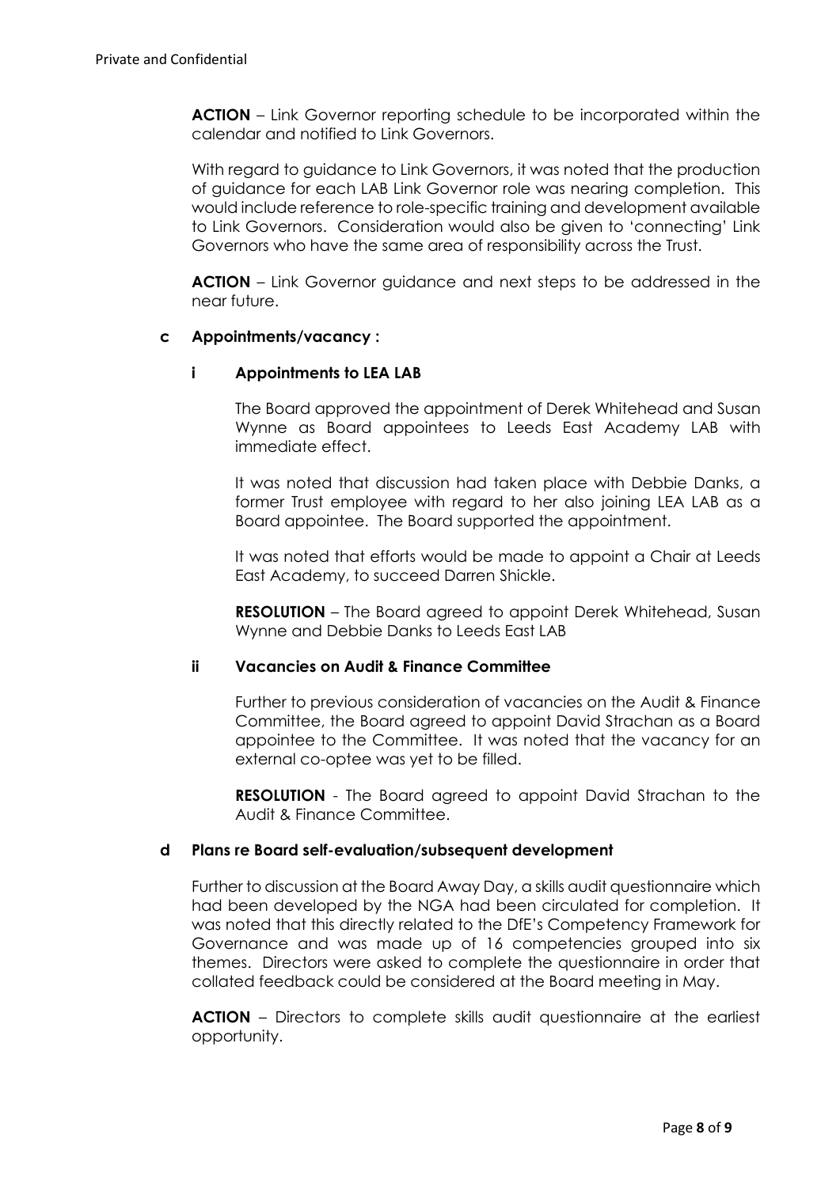**ACTION** – Link Governor reporting schedule to be incorporated within the calendar and notified to Link Governors.

With regard to guidance to Link Governors, it was noted that the production of guidance for each LAB Link Governor role was nearing completion. This would include reference to role-specific training and development available to Link Governors. Consideration would also be given to 'connecting' Link Governors who have the same area of responsibility across the Trust.

**ACTION** – Link Governor guidance and next steps to be addressed in the near future.

**c Appointments/vacancy :**

**i Appointments to LEA LAB**

The Board approved the appointment of Derek Whitehead and Susan Wynne as Board appointees to Leeds East Academy LAB with immediate effect.

It was noted that discussion had taken place with Debbie Danks, a former Trust employee with regard to her also joining LEA LAB as a Board appointee. The Board supported the appointment.

It was noted that efforts would be made to appoint a Chair at Leeds East Academy, to succeed Darren Shickle.

**RESOLUTION** – The Board agreed to appoint Derek Whitehead, Susan Wynne and Debbie Danks to Leeds East LAB

**ii Vacancies on Audit & Finance Committee**

Further to previous consideration of vacancies on the Audit & Finance Committee, the Board agreed to appoint David Strachan as a Board appointee to the Committee. It was noted that the vacancy for an external co-optee was yet to be filled.

**RESOLUTION** - The Board agreed to appoint David Strachan to the Audit & Finance Committee.

**d Plans re Board self-evaluation/subsequent development**

Further to discussion at the Board Away Day, a skills audit questionnaire which had been developed by the NGA had been circulated for completion. It was noted that this directly related to the DfE's Competency Framework for Governance and was made up of 16 competencies grouped into six themes. Directors were asked to complete the questionnaire in order that collated feedback could be considered at the Board meeting in May.

**ACTION** – Directors to complete skills audit questionnaire at the earliest opportunity.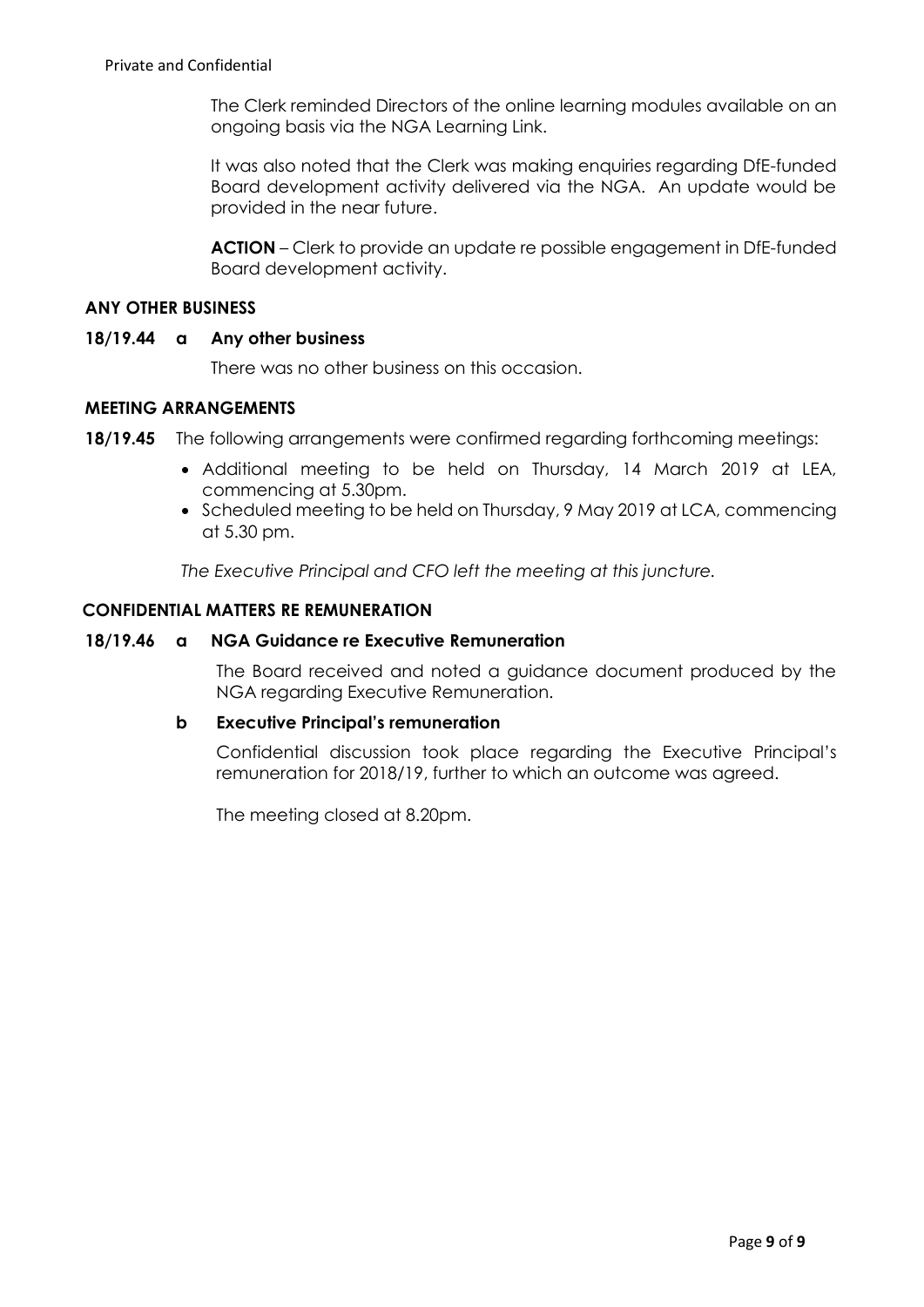The Clerk reminded Directors of the online learning modules available on an ongoing basis via the NGA Learning Link.

It was also noted that the Clerk was making enquiries regarding DfE-funded Board development activity delivered via the NGA. An update would be provided in the near future.

**ACTION** – Clerk to provide an update re possible engagement in DfE-funded Board development activity.

## ANY OTHER BUSINESS

**18/19.44 a Any other business**

There was no other business on this occasion.

## MEETING ARRANGEMENTS

**18/19.45** The following arrangements were confirmed regarding forthcoming meetings:

- Additional meeting to be held on Thursday, 14 March 2019 at LEA, commencing at 5.30pm.
- Scheduled meeting to be held on Thursday, 9 May 2019 at LCA, commencing at 5.30 pm.

*The Executive Principal and CFO left the meeting at this juncture.*

## CONFIDENTIAL MATTERS RE REMUNERATION

**18/19.46 a NGA Guidance re Executive Remuneration**

The Board received and noted a guidance document produced by the NGA regarding Executive Remuneration.

**b Executive Principal's remuneration**

Confidential discussion took place regarding the Executive Principal's remuneration for 2018/19, further to which an outcome was agreed.

The meeting closed at 8.20pm.